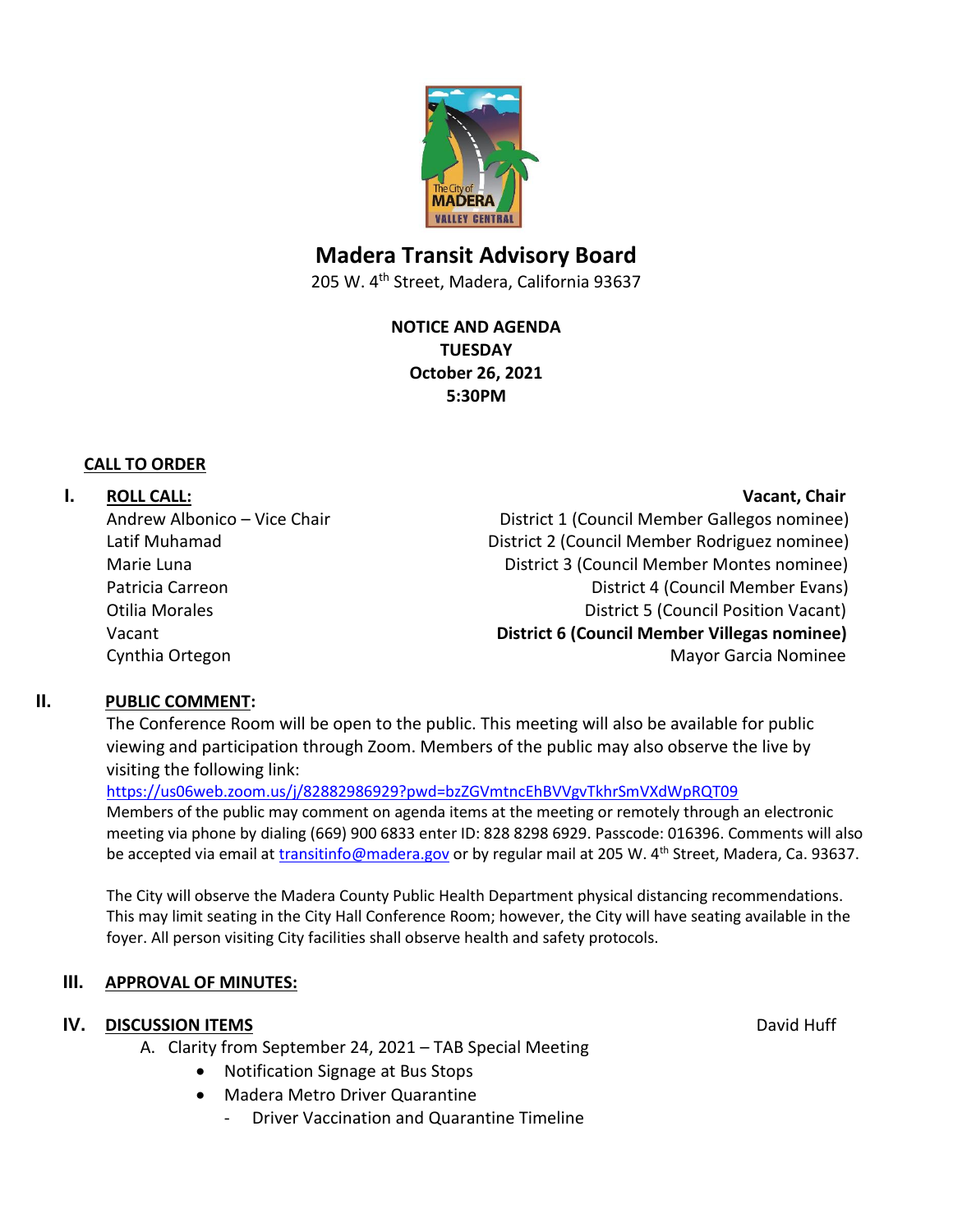# Madera Transit Advisory Board

205 W. 4th Street, Madera, California 93637

**NOTICE AND AGENDA**
**TUESDAY**
**October 26, 2021**
**5:30PM**

**CALL TO ORDER**

## I. ROLL CALL:

| | |
|---|---|
| | **Vacant, Chair** |
| Andrew Albonico – Vice Chair | District 1 (Council Member Gallegos nominee) |
| Latif Muhamad | District 2 (Council Member Rodriguez nominee) |
| Marie Luna | District 3 (Council Member Montes nominee) |
| Patricia Carreon | District 4 (Council Member Evans) |
| Otilia Morales | District 5 (Council Position Vacant) |
| Vacant | **District 6 (Council Member Villegas nominee)** |
| Cynthia Ortegon | Mayor Garcia Nominee |

## II. PUBLIC COMMENT:

The Conference Room will be open to the public. This meeting will also be available for public viewing and participation through Zoom. Members of the public may also observe the live by visiting the following link:

https://us06web.zoom.us/j/82882986929?pwd=bzZGVmtncEhBVVgvTkhrSmVXdWpRQT09

Members of the public may comment on agenda items at the meeting or remotely through an electronic meeting via phone by dialing (669) 900 6833 enter ID: 828 8298 6929. Passcode: 016396. Comments will also be accepted via email at transitinfo@madera.gov or by regular mail at 205 W. 4th Street, Madera, Ca. 93637.

The City will observe the Madera County Public Health Department physical distancing recommendations. This may limit seating in the City Hall Conference Room; however, the City will have seating available in the foyer. All person visiting City facilities shall observe health and safety protocols.

## III. APPROVAL OF MINUTES:

## IV. DISCUSSION ITEMS

David Huff

A. Clarity from September 24, 2021 – TAB Special Meeting
- Notification Signage at Bus Stops
- Madera Metro Driver Quarantine
    - Driver Vaccination and Quarantine Timeline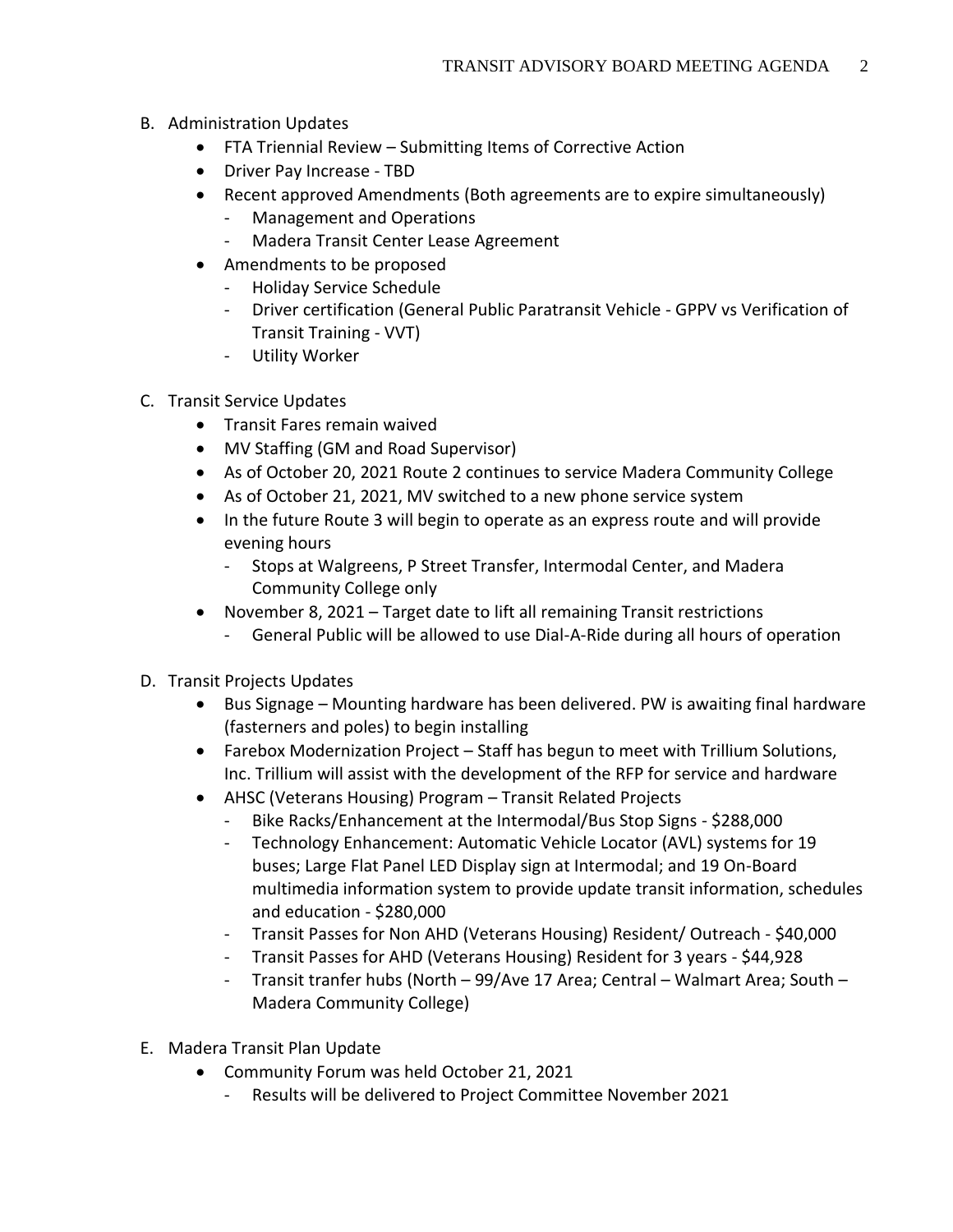B. Administration Updates
- FTA Triennial Review – Submitting Items of Corrective Action
- Driver Pay Increase - TBD
- Recent approved Amendments (Both agreements are to expire simultaneously)
  - Management and Operations
  - Madera Transit Center Lease Agreement
- Amendments to be proposed
  - Holiday Service Schedule
  - Driver certification (General Public Paratransit Vehicle - GPPV vs Verification of Transit Training - VVT)
  - Utility Worker

C. Transit Service Updates
- Transit Fares remain waived
- MV Staffing (GM and Road Supervisor)
- As of October 20, 2021 Route 2 continues to service Madera Community College
- As of October 21, 2021, MV switched to a new phone service system
- In the future Route 3 will begin to operate as an express route and will provide evening hours
  - Stops at Walgreens, P Street Transfer, Intermodal Center, and Madera Community College only
- November 8, 2021 – Target date to lift all remaining Transit restrictions
  - General Public will be allowed to use Dial-A-Ride during all hours of operation

D. Transit Projects Updates
- Bus Signage – Mounting hardware has been delivered. PW is awaiting final hardware (fasterners and poles) to begin installing
- Farebox Modernization Project – Staff has begun to meet with Trillium Solutions, Inc. Trillium will assist with the development of the RFP for service and hardware
- AHSC (Veterans Housing) Program – Transit Related Projects
  - Bike Racks/Enhancement at the Intermodal/Bus Stop Signs - $288,000
  - Technology Enhancement: Automatic Vehicle Locator (AVL) systems for 19 buses; Large Flat Panel LED Display sign at Intermodal; and 19 On-Board multimedia information system to provide update transit information, schedules and education - $280,000
  - Transit Passes for Non AHD (Veterans Housing) Resident/ Outreach - $40,000
  - Transit Passes for AHD (Veterans Housing) Resident for 3 years - $44,928
  - Transit tranfer hubs (North – 99/Ave 17 Area; Central – Walmart Area; South – Madera Community College)

E. Madera Transit Plan Update
- Community Forum was held October 21, 2021
  - Results will be delivered to Project Committee November 2021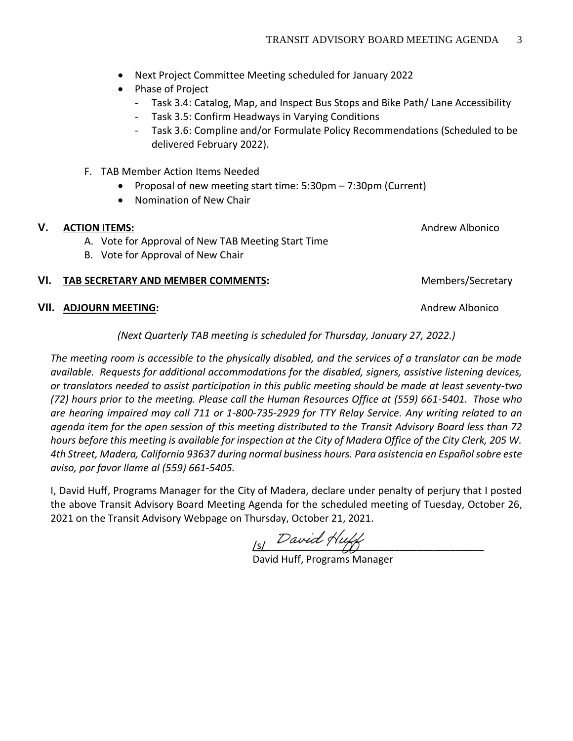- Next Project Committee Meeting scheduled for January 2022
- Phase of Project
  - Task 3.4: Catalog, Map, and Inspect Bus Stops and Bike Path/ Lane Accessibility
  - Task 3.5: Confirm Headways in Varying Conditions
  - Task 3.6: Compline and/or Formulate Policy Recommendations (Scheduled to be delivered February 2022).

F. TAB Member Action Items Needed
- Proposal of new meeting start time: 5:30pm – 7:30pm (Current)
- Nomination of New Chair

**V. ACTION ITEMS:** Andrew Albonico

A. Vote for Approval of New TAB Meeting Start Time
B. Vote for Approval of New Chair

**VI. TAB SECRETARY AND MEMBER COMMENTS:** Members/Secretary

**VII. ADJOURN MEETING:** Andrew Albonico

*(Next Quarterly TAB meeting is scheduled for Thursday, January 27, 2022.)*

*The meeting room is accessible to the physically disabled, and the services of a translator can be made available. Requests for additional accommodations for the disabled, signers, assistive listening devices, or translators needed to assist participation in this public meeting should be made at least seventy-two (72) hours prior to the meeting. Please call the Human Resources Office at (559) 661-5401. Those who are hearing impaired may call 711 or 1-800-735-2929 for TTY Relay Service. Any writing related to an agenda item for the open session of this meeting distributed to the Transit Advisory Board less than 72 hours before this meeting is available for inspection at the City of Madera Office of the City Clerk, 205 W. 4th Street, Madera, California 93637 during normal business hours. Para asistencia en Español sobre este aviso, por favor llame al (559) 661-5405.*

I, David Huff, Programs Manager for the City of Madera, declare under penalty of perjury that I posted the above Transit Advisory Board Meeting Agenda for the scheduled meeting of Tuesday, October 26, 2021 on the Transit Advisory Webpage on Thursday, October 21, 2021.

/s/ David Huff

David Huff, Programs Manager